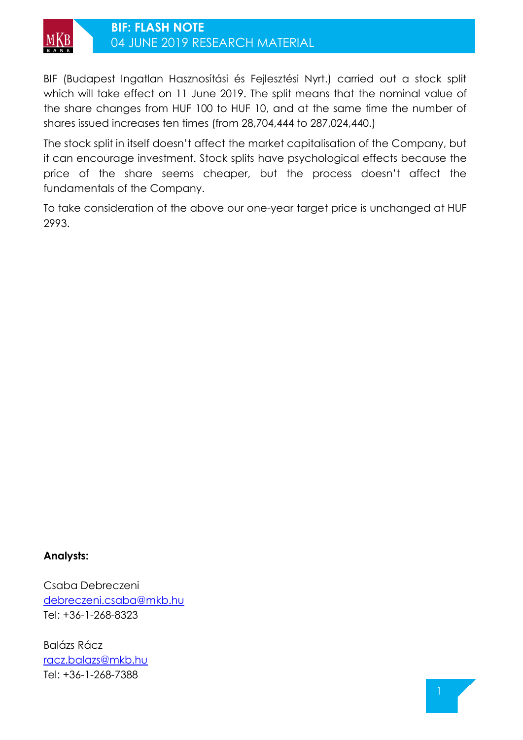# BIF: FLASH NOTE

04 JUNE 2019 RESEARCH MATERIAL

BIF (Budapest Ingatlan Hasznosítási és Fejlesztési Nyrt.) carried out a stock split which will take effect on 11 June 2019. The split means that the nominal value of the share changes from HUF 100 to HUF 10, and at the same time the number of shares issued increases ten times (from 28,704,444 to 287,024,440.)

The stock split in itself doesn't affect the market capitalisation of the Company, but it can encourage investment. Stock splits have psychological effects because the price of the share seems cheaper, but the process doesn't affect the fundamentals of the Company.

To take consideration of the above our one-year target price is unchanged at HUF 2993.

**Analysts:**

Csaba Debreczeni
debreczeni.csaba@mkb.hu
Tel: +36-1-268-8323

Balázs Rácz
racz.balazs@mkb.hu
Tel: +36-1-268-7388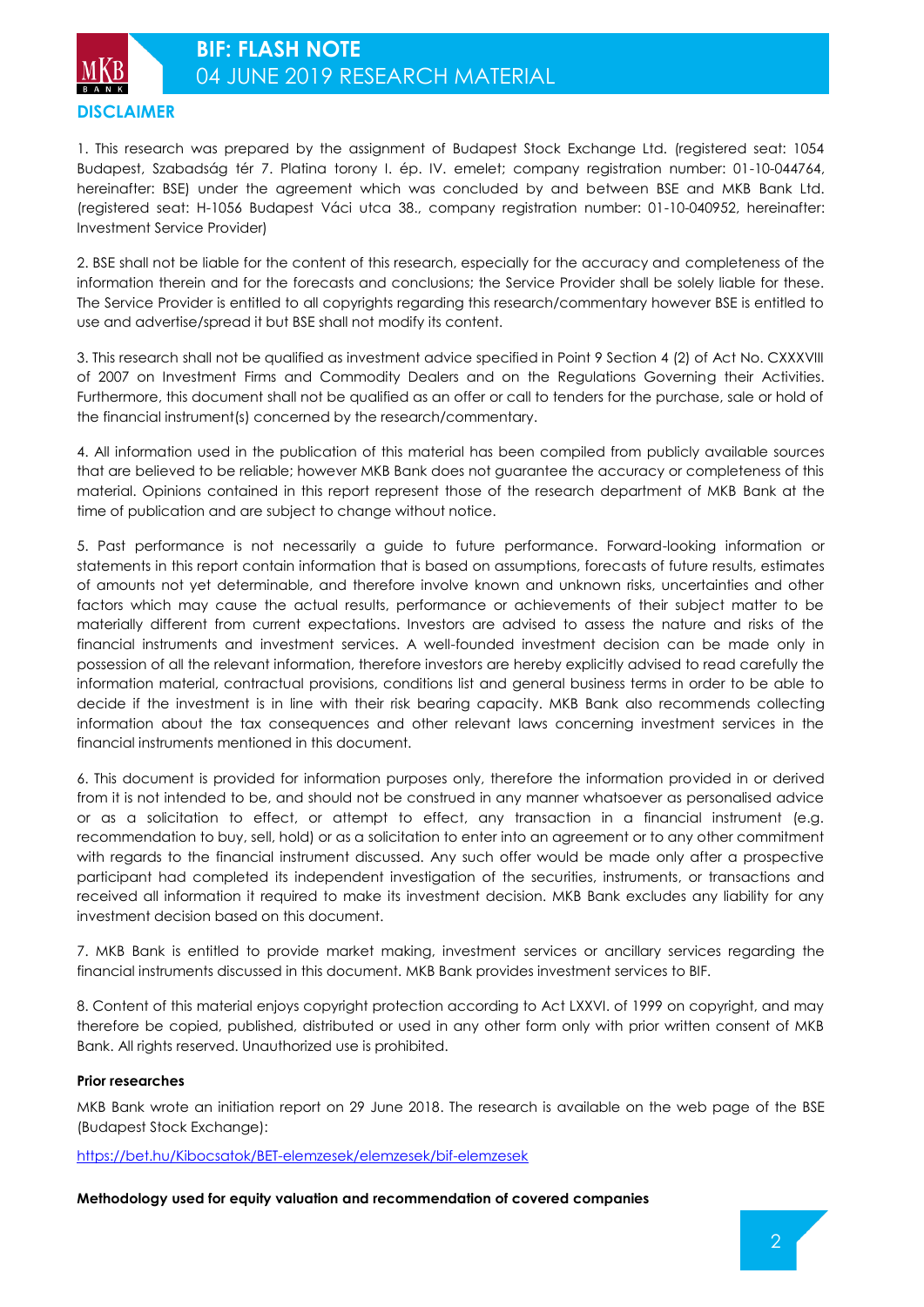## DISCLAIMER

1. This research was prepared by the assignment of Budapest Stock Exchange Ltd. (registered seat: 1054 Budapest, Szabadság tér 7. Platina torony I. ép. IV. emelet; company registration number: 01-10-044764, hereinafter: BSE) under the agreement which was concluded by and between BSE and MKB Bank Ltd. (registered seat: H-1056 Budapest Váci utca 38., company registration number: 01-10-040952, hereinafter: Investment Service Provider)

2. BSE shall not be liable for the content of this research, especially for the accuracy and completeness of the information therein and for the forecasts and conclusions; the Service Provider shall be solely liable for these. The Service Provider is entitled to all copyrights regarding this research/commentary however BSE is entitled to use and advertise/spread it but BSE shall not modify its content.

3. This research shall not be qualified as investment advice specified in Point 9 Section 4 (2) of Act No. CXXXVIII of 2007 on Investment Firms and Commodity Dealers and on the Regulations Governing their Activities. Furthermore, this document shall not be qualified as an offer or call to tenders for the purchase, sale or hold of the financial instrument(s) concerned by the research/commentary.

4. All information used in the publication of this material has been compiled from publicly available sources that are believed to be reliable; however MKB Bank does not guarantee the accuracy or completeness of this material. Opinions contained in this report represent those of the research department of MKB Bank at the time of publication and are subject to change without notice.

5. Past performance is not necessarily a guide to future performance. Forward-looking information or statements in this report contain information that is based on assumptions, forecasts of future results, estimates of amounts not yet determinable, and therefore involve known and unknown risks, uncertainties and other factors which may cause the actual results, performance or achievements of their subject matter to be materially different from current expectations. Investors are advised to assess the nature and risks of the financial instruments and investment services. A well-founded investment decision can be made only in possession of all the relevant information, therefore investors are hereby explicitly advised to read carefully the information material, contractual provisions, conditions list and general business terms in order to be able to decide if the investment is in line with their risk bearing capacity. MKB Bank also recommends collecting information about the tax consequences and other relevant laws concerning investment services in the financial instruments mentioned in this document.

6. This document is provided for information purposes only, therefore the information provided in or derived from it is not intended to be, and should not be construed in any manner whatsoever as personalised advice or as a solicitation to effect, or attempt to effect, any transaction in a financial instrument (e.g. recommendation to buy, sell, hold) or as a solicitation to enter into an agreement or to any other commitment with regards to the financial instrument discussed. Any such offer would be made only after a prospective participant had completed its independent investigation of the securities, instruments, or transactions and received all information it required to make its investment decision. MKB Bank excludes any liability for any investment decision based on this document.

7. MKB Bank is entitled to provide market making, investment services or ancillary services regarding the financial instruments discussed in this document. MKB Bank provides investment services to BIF.

8. Content of this material enjoys copyright protection according to Act LXXVI. of 1999 on copyright, and may therefore be copied, published, distributed or used in any other form only with prior written consent of MKB Bank. All rights reserved. Unauthorized use is prohibited.

**Prior researches**

MKB Bank wrote an initiation report on 29 June 2018. The research is available on the web page of the BSE (Budapest Stock Exchange):

https://bet.hu/Kibocsatok/BET-elemzesek/elemzesek/bif-elemzesek

**Methodology used for equity valuation and recommendation of covered companies**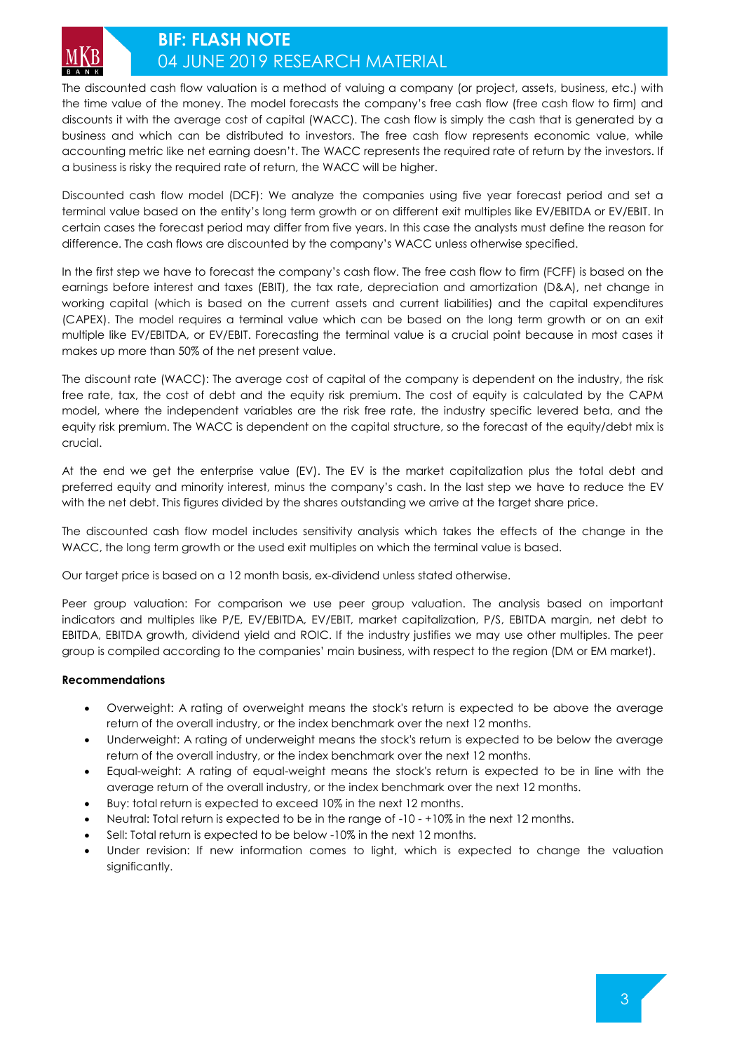The discounted cash flow valuation is a method of valuing a company (or project, assets, business, etc.) with the time value of the money. The model forecasts the company's free cash flow (free cash flow to firm) and discounts it with the average cost of capital (WACC). The cash flow is simply the cash that is generated by a business and which can be distributed to investors. The free cash flow represents economic value, while accounting metric like net earning doesn't. The WACC represents the required rate of return by the investors. If a business is risky the required rate of return, the WACC will be higher.

Discounted cash flow model (DCF): We analyze the companies using five year forecast period and set a terminal value based on the entity's long term growth or on different exit multiples like EV/EBITDA or EV/EBIT. In certain cases the forecast period may differ from five years. In this case the analysts must define the reason for difference. The cash flows are discounted by the company's WACC unless otherwise specified.

In the first step we have to forecast the company's cash flow. The free cash flow to firm (FCFF) is based on the earnings before interest and taxes (EBIT), the tax rate, depreciation and amortization (D&A), net change in working capital (which is based on the current assets and current liabilities) and the capital expenditures (CAPEX). The model requires a terminal value which can be based on the long term growth or on an exit multiple like EV/EBITDA, or EV/EBIT. Forecasting the terminal value is a crucial point because in most cases it makes up more than 50% of the net present value.

The discount rate (WACC): The average cost of capital of the company is dependent on the industry, the risk free rate, tax, the cost of debt and the equity risk premium. The cost of equity is calculated by the CAPM model, where the independent variables are the risk free rate, the industry specific levered beta, and the equity risk premium. The WACC is dependent on the capital structure, so the forecast of the equity/debt mix is crucial.

At the end we get the enterprise value (EV). The EV is the market capitalization plus the total debt and preferred equity and minority interest, minus the company's cash. In the last step we have to reduce the EV with the net debt. This figures divided by the shares outstanding we arrive at the target share price.

The discounted cash flow model includes sensitivity analysis which takes the effects of the change in the WACC, the long term growth or the used exit multiples on which the terminal value is based.

Our target price is based on a 12 month basis, ex-dividend unless stated otherwise.

Peer group valuation: For comparison we use peer group valuation. The analysis based on important indicators and multiples like P/E, EV/EBITDA, EV/EBIT, market capitalization, P/S, EBITDA margin, net debt to EBITDA, EBITDA growth, dividend yield and ROIC. If the industry justifies we may use other multiples. The peer group is compiled according to the companies' main business, with respect to the region (DM or EM market).

**Recommendations**

- Overweight: A rating of overweight means the stock's return is expected to be above the average return of the overall industry, or the index benchmark over the next 12 months.
- Underweight: A rating of underweight means the stock's return is expected to be below the average return of the overall industry, or the index benchmark over the next 12 months.
- Equal-weight: A rating of equal-weight means the stock's return is expected to be in line with the average return of the overall industry, or the index benchmark over the next 12 months.
- Buy: total return is expected to exceed 10% in the next 12 months.
- Neutral: Total return is expected to be in the range of -10 - +10% in the next 12 months.
- Sell: Total return is expected to be below -10% in the next 12 months.
- Under revision: If new information comes to light, which is expected to change the valuation significantly.